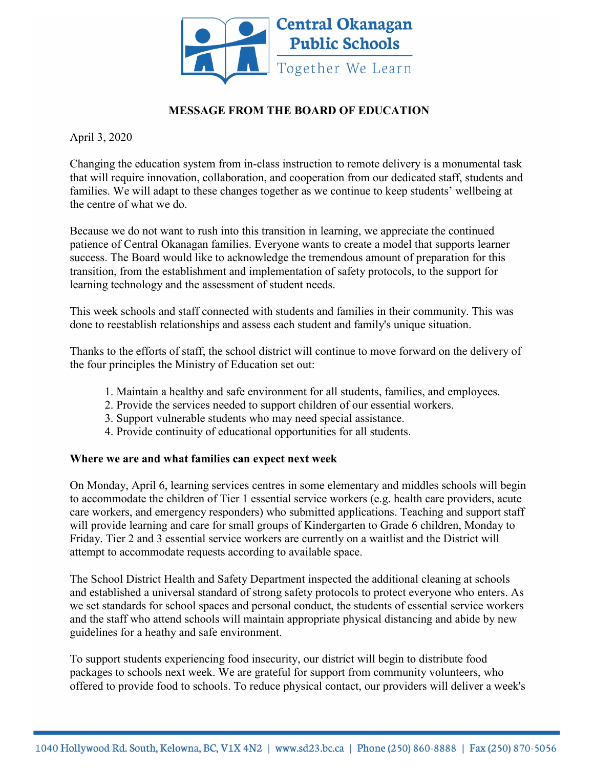Central Okanagan Public Schools

Together We Learn

## MESSAGE FROM THE BOARD OF EDUCATION

April 3, 2020

Changing the education system from in-class instruction to remote delivery is a monumental task that will require innovation, collaboration, and cooperation from our dedicated staff, students and families. We will adapt to these changes together as we continue to keep students' wellbeing at the centre of what we do.

Because we do not want to rush into this transition in learning, we appreciate the continued patience of Central Okanagan families. Everyone wants to create a model that supports learner success. The Board would like to acknowledge the tremendous amount of preparation for this transition, from the establishment and implementation of safety protocols, to the support for learning technology and the assessment of student needs.

This week schools and staff connected with students and families in their community. This was done to reestablish relationships and assess each student and family's unique situation.

Thanks to the efforts of staff, the school district will continue to move forward on the delivery of the four principles the Ministry of Education set out:

1. Maintain a healthy and safe environment for all students, families, and employees.
2. Provide the services needed to support children of our essential workers.
3. Support vulnerable students who may need special assistance.
4. Provide continuity of educational opportunities for all students.

**Where we are and what families can expect next week**

On Monday, April 6, learning services centres in some elementary and middles schools will begin to accommodate the children of Tier 1 essential service workers (e.g. health care providers, acute care workers, and emergency responders) who submitted applications. Teaching and support staff will provide learning and care for small groups of Kindergarten to Grade 6 children, Monday to Friday. Tier 2 and 3 essential service workers are currently on a waitlist and the District will attempt to accommodate requests according to available space.

The School District Health and Safety Department inspected the additional cleaning at schools and established a universal standard of strong safety protocols to protect everyone who enters. As we set standards for school spaces and personal conduct, the students of essential service workers and the staff who attend schools will maintain appropriate physical distancing and abide by new guidelines for a heathy and safe environment.

To support students experiencing food insecurity, our district will begin to distribute food packages to schools next week. We are grateful for support from community volunteers, who offered to provide food to schools. To reduce physical contact, our providers will deliver a week's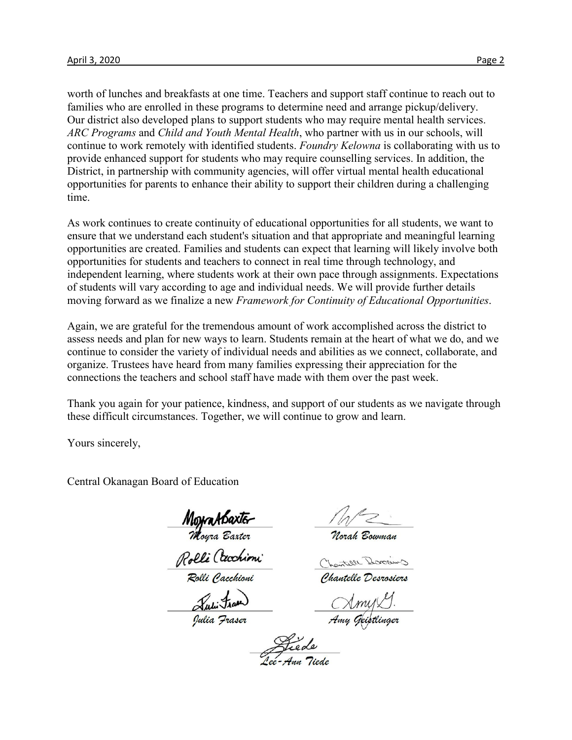worth of lunches and breakfasts at one time. Teachers and support staff continue to reach out to families who are enrolled in these programs to determine need and arrange pickup/delivery. Our district also developed plans to support students who may require mental health services. *ARC Programs* and *Child and Youth Mental Health*, who partner with us in our schools, will continue to work remotely with identified students. *Foundry Kelowna* is collaborating with us to provide enhanced support for students who may require counselling services. In addition, the District, in partnership with community agencies, will offer virtual mental health educational opportunities for parents to enhance their ability to support their children during a challenging time.

As work continues to create continuity of educational opportunities for all students, we want to ensure that we understand each student's situation and that appropriate and meaningful learning opportunities are created. Families and students can expect that learning will likely involve both opportunities for students and teachers to connect in real time through technology, and independent learning, where students work at their own pace through assignments. Expectations of students will vary according to age and individual needs. We will provide further details moving forward as we finalize a new *Framework for Continuity of Educational Opportunities*.

Again, we are grateful for the tremendous amount of work accomplished across the district to assess needs and plan for new ways to learn. Students remain at the heart of what we do, and we continue to consider the variety of individual needs and abilities as we connect, collaborate, and organize. Trustees have heard from many families expressing their appreciation for the connections the teachers and school staff have made with them over the past week.

Thank you again for your patience, kindness, and support of our students as we navigate through these difficult circumstances. Together, we will continue to grow and learn.

Yours sincerely,

Central Okanagan Board of Education

Moyra Baxter

Norah Bowman

Rolli Cacchioni

Chantelle Desrosiers

Julia Fraser

Amy Geistlinger

Lee-Ann Tiede